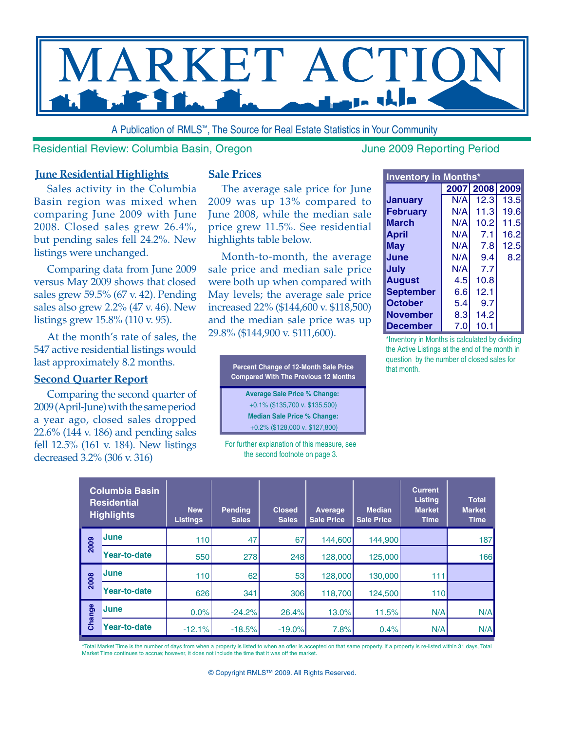# MARKET ACTION

A Publication of RMLS™, The Source for Real Estate Statistics in Your Community

Residential Review: Columbia Basin, Oregon — June 2009 Reporting Period

## June Residential Highlights

Sales activity in the Columbia Basin region was mixed when comparing June 2009 with June 2008. Closed sales grew 26.4%, but pending sales fell 24.2%. New listings were unchanged.

Comparing data from June 2009 versus May 2009 shows that closed sales grew 59.5% (67 v. 42). Pending sales also grew 2.2% (47 v. 46). New listings grew 15.8% (110 v. 95).

At the month's rate of sales, the 547 active residential listings would last approximately 8.2 months.

## Second Quarter Report

Comparing the second quarter of 2009 (April-June) with the same period a year ago, closed sales dropped 22.6% (144 v. 186) and pending sales fell 12.5% (161 v. 184). New listings decreased 3.2% (306 v. 316)

## Sale Prices

The average sale price for June 2009 was up 13% compared to June 2008, while the median sale price grew 11.5%. See residential highlights table below.

Month-to-month, the average sale price and median sale price were both up when compared with May levels; the average sale price increased 22% ($144,600 v. $118,500) and the median sale price was up 29.8% ($144,900 v. $111,600).

**Percent Change of 12-Month Sale Price Compared With The Previous 12 Months**

**Average Sale Price % Change:**
+0.1% ($135,700 v. $135,500)

**Median Sale Price % Change:**
+0.2% ($128,000 v. $127,800)

For further explanation of this measure, see the second footnote on page 3.

**Inventory in Months***

| | 2007 | 2008 | 2009 |
|---|---|---|---|
| January | N/A | 12.3 | 13.5 |
| February | N/A | 11.3 | 19.6 |
| March | N/A | 10.2 | 11.5 |
| April | N/A | 7.1 | 16.2 |
| May | N/A | 7.8 | 12.5 |
| June | N/A | 9.4 | 8.2 |
| July | N/A | 7.7 | |
| August | 4.5 | 10.8 | |
| September | 6.6 | 12.1 | |
| October | 5.4 | 9.7 | |
| November | 8.3 | 14.2 | |
| December | 7.0 | 10.1 | |

*Inventory in Months is calculated by dividing the Active Listings at the end of the month in question by the number of closed sales for that month.

| Columbia Basin Residential Highlights | | New Listings | Pending Sales | Closed Sales | Average Sale Price | Median Sale Price | Current Listing Market Time | Total Market Time |
|---|---|---|---|---|---|---|---|---|
| 2009 | June | 110 | 47 | 67 | 144,600 | 144,900 | | 187 |
| | Year-to-date | 550 | 278 | 248 | 128,000 | 125,000 | | 166 |
| 2008 | June | 110 | 62 | 53 | 128,000 | 130,000 | 111 | |
| | Year-to-date | 626 | 341 | 306 | 118,700 | 124,500 | 110 | |
| Change | June | 0.0% | -24.2% | 26.4% | 13.0% | 11.5% | N/A | N/A |
| | Year-to-date | -12.1% | -18.5% | -19.0% | 7.8% | 0.4% | N/A | N/A |

*Total Market Time is the number of days from when a property is listed to when an offer is accepted on that same property. If a property is re-listed within 31 days, Total Market Time continues to accrue; however, it does not include the time that it was off the market.

© Copyright RMLS™ 2009. All Rights Reserved.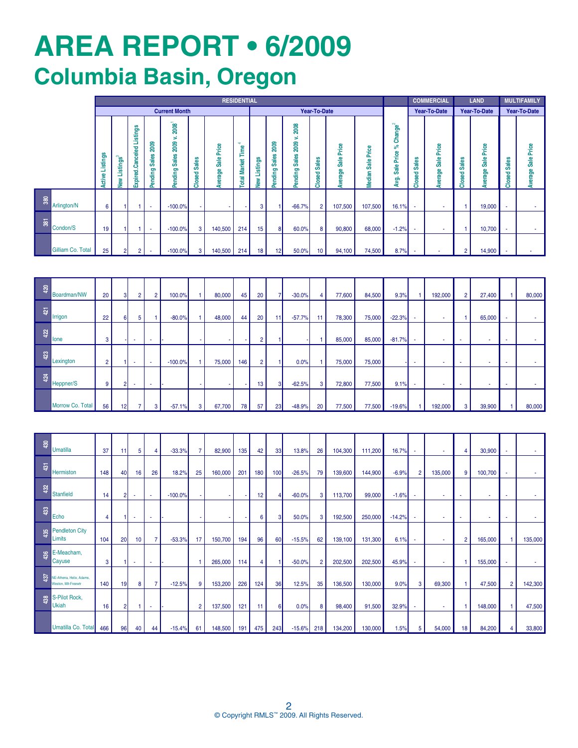# AREA REPORT • 6/2009

## Columbia Basin, Oregon

| | | RESIDENTIAL | | | | | | | | | | | | | | | COMMERCIAL | | LAND | | MULTIFAMILY | |
|---|---|---|---|---|---|---|---|---|---|---|---|---|---|---|---|---|---|---|---|---|---|---|
| | | Current Month | | | | | | | | Year-To-Date | | | | | | | Year-To-Date | | Year-To-Date | | Year-To-Date | |
| | | Active Listings | New Listings[3] | Expired.Canceled Listings | Pending Sales 2009 | Pending Sales 2009 v. 2008[1] | Closed Sales | Average Sale Price | Total Market Time[4] | New Listings | Pending Sales 2009 | Pending Sales 2009 v. 2008 | Closed Sales | Average Sale Price | Median Sale Price | Avg. Sale Price % Change[2] | Closed Sales | Average Sale Price | Closed Sales | Average Sale Price | Closed Sales | Average Sale Price |
| 380 | Arlington/N | 6 | 1 | 1 | - | -100.0% | - | - | - | 3 | 1 | -66.7% | 2 | 107,500 | 107,500 | 16.1% | - | - | 1 | 19,000 | - | - |
| 381 | Condon/S | 19 | 1 | 1 | - | -100.0% | 3 | 140,500 | 214 | 15 | 8 | 60.0% | 8 | 90,800 | 68,000 | -1.2% | - | - | 1 | 10,700 | - | - |
| | Gilliam Co. Total | 25 | 2 | 2 | - | -100.0% | 3 | 140,500 | 214 | 18 | 12 | 50.0% | 10 | 94,100 | 74,500 | 8.7% | - | - | 2 | 14,900 | - | - |
| 420 | Boardman/NW | 20 | 3 | 2 | 2 | 100.0% | 1 | 80,000 | 45 | 20 | 7 | -30.0% | 4 | 77,600 | 84,500 | 9.3% | 1 | 192,000 | 2 | 27,400 | 1 | 80,000 |
| 421 | Irrigon | 22 | 6 | 5 | 1 | -80.0% | 1 | 48,000 | 44 | 20 | 11 | -57.7% | 11 | 78,300 | 75,000 | -22.3% | - | - | 1 | 65,000 | - | - |
| 422 | Ione | 3 | - | - | - | - | - | - | - | 2 | 1 | - | 1 | 85,000 | 85,000 | -81.7% | - | - | - | - | - | - |
| 423 | Lexington | 2 | 1 | - | - | -100.0% | 1 | 75,000 | 146 | 2 | 1 | 0.0% | 1 | 75,000 | 75,000 | - | - | - | - | - | - | - |
| 424 | Heppner/S | 9 | 2 | - | - | - | - | - | - | 13 | 3 | -62.5% | 3 | 72,800 | 77,500 | 9.1% | - | - | - | - | - | - |
| | Morrow Co. Total | 56 | 12 | 7 | 3 | -57.1% | 3 | 67,700 | 78 | 57 | 23 | -48.9% | 20 | 77,500 | 77,500 | -19.6% | 1 | 192,000 | 3 | 39,900 | 1 | 80,000 |
| 430 | Umatilla | 37 | 11 | 5 | 4 | -33.3% | 7 | 82,900 | 135 | 42 | 33 | 13.8% | 26 | 104,300 | 111,200 | 16.7% | - | - | 4 | 30,900 | - | - |
| 431 | Hermiston | 148 | 40 | 16 | 26 | 18.2% | 25 | 160,000 | 201 | 180 | 100 | -26.5% | 79 | 139,600 | 144,900 | -6.9% | 2 | 135,000 | 9 | 100,700 | - | - |
| 432 | Stanfield | 14 | 2 | - | - | -100.0% | - | - | - | 12 | 4 | -60.0% | 3 | 113,700 | 99,000 | -1.6% | - | - | - | - | - | - |
| 433 | Echo | 4 | 1 | - | - | - | - | - | - | 6 | 3 | 50.0% | 3 | 192,500 | 250,000 | -14.2% | - | - | - | - | - | - |
| 435 | Pendleton City Limits | 104 | 20 | 10 | 7 | -53.3% | 17 | 150,700 | 194 | 96 | 60 | -15.5% | 62 | 139,100 | 131,300 | 6.1% | - | - | 2 | 165,000 | 1 | 135,000 |
| 436 | E-Meacham, Cayuse | 3 | 1 | - | - | - | 1 | 265,000 | 114 | 4 | 1 | -50.0% | 2 | 202,500 | 202,500 | 45.9% | - | - | 1 | 155,000 | - | - |
| 437 | NE-Athena, Helix, Adams, Weston, Mlt-Freewtr | 140 | 19 | 8 | 7 | -12.5% | 9 | 153,200 | 226 | 124 | 36 | 12.5% | 35 | 136,500 | 130,000 | 9.0% | 3 | 69,300 | 1 | 47,500 | 2 | 142,300 |
| 438 | S-Pilot Rock, Ukiah | 16 | 2 | 1 | - | - | 2 | 137,500 | 121 | 11 | 6 | 0.0% | 8 | 98,400 | 91,500 | 32.9% | - | - | 1 | 148,000 | 1 | 47,500 |
| | Umatilla Co. Total | 466 | 96 | 40 | 44 | -15.4% | 61 | 148,500 | 191 | 475 | 243 | -15.6% | 218 | 134,200 | 130,000 | 1.5% | 5 | 54,000 | 18 | 84,200 | 4 | 33,800 |

© Copyright RMLS™ 2009. All Rights Reserved.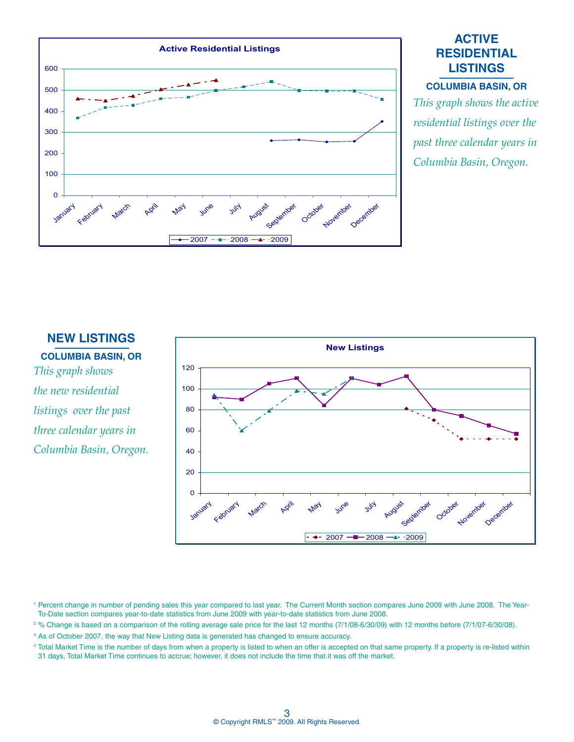## ACTIVE RESIDENTIAL LISTINGS

**COLUMBIA BASIN, OR**

*This graph shows the active residential listings over the past three calendar years in Columbia Basin, Oregon.*

**Active Residential Listings**

| Month | 2007 | 2008 | 2009 |
|---|---|---|---|
| January | | 369 | 460 |
| February | | 418 | 450 |
| March | | 429 | 473 |
| April | | 460 | 504 |
| May | | 467 | 526 |
| June | | 499 | 547 |
| July | | 516 | |
| August | 260 | 541 | |
| September | 264 | 499 | |
| October | 255 | 497 | |
| November | 257 | 497 | |
| December | 352 | 457 | |

## NEW LISTINGS

**COLUMBIA BASIN, OR**

*This graph shows the new residential listings over the past three calendar years in Columbia Basin, Oregon.*

**New Listings**

| Month | 2007 | 2008 | 2009 |
|---|---|---|---|
| January | | 92 | 94 |
| February | | 90 | 60 |
| March | | 105 | 79 |
| April | | 110 | 98 |
| May | | 84 | 95 |
| June | | 110 | 110 |
| July | | 104 | |
| August | 81 | 112 | |
| September | 70 | 80 | |
| October | 52 | 74 | |
| November | 52 | 65 | |
| December | 52 | 57 | |

[1] Percent change in number of pending sales this year compared to last year. The Current Month section compares June 2009 with June 2008. The Year-To-Date section compares year-to-date statistics from June 2009 with year-to-date statistics from June 2008.

[2] % Change is based on a comparison of the rolling average sale price for the last 12 months (7/1/08-6/30/09) with 12 months before (7/1/07-6/30/08).

[3] As of October 2007, the way that New Listing data is generated has changed to ensure accuracy.

[4] Total Market Time is the number of days from when a property is listed to when an offer is accepted on that same property. If a property is re-listed within 31 days, Total Market Time continues to accrue; however, it does not include the time that it was off the market.

© Copyright RMLS™ 2009. All Rights Reserved.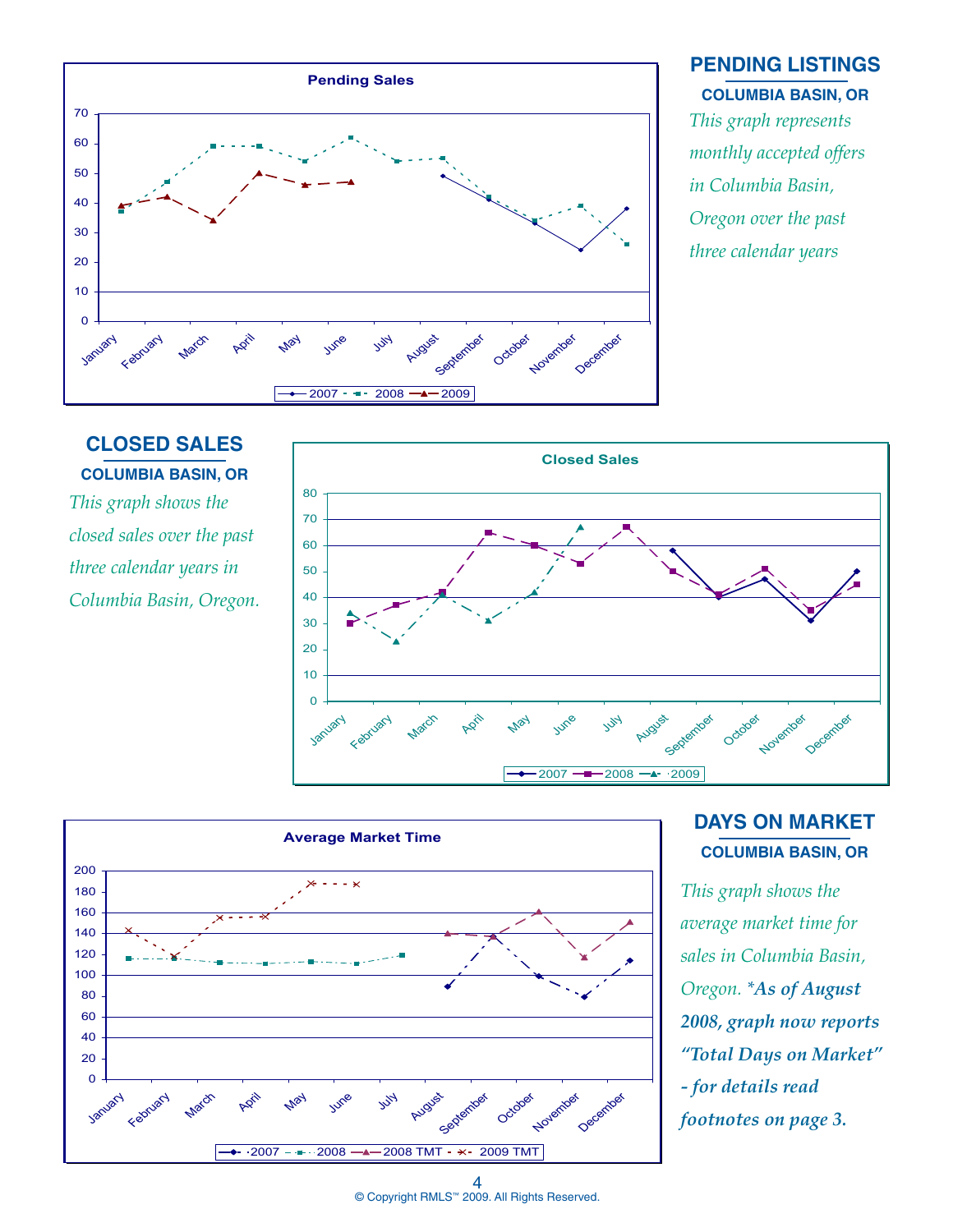## PENDING LISTINGS

**COLUMBIA BASIN, OR**

*This graph represents monthly accepted offers in Columbia Basin, Oregon over the past three calendar years*

## CLOSED SALES

**COLUMBIA BASIN, OR**

*This graph shows the closed sales over the past three calendar years in Columbia Basin, Oregon.*

## DAYS ON MARKET

**COLUMBIA BASIN, OR**

*This graph shows the average market time for sales in Columbia Basin, Oregon. **\*As of August 2008, graph now reports "Total Days on Market" - for details read footnotes on page 3.***

© Copyright RMLS™ 2009. All Rights Reserved.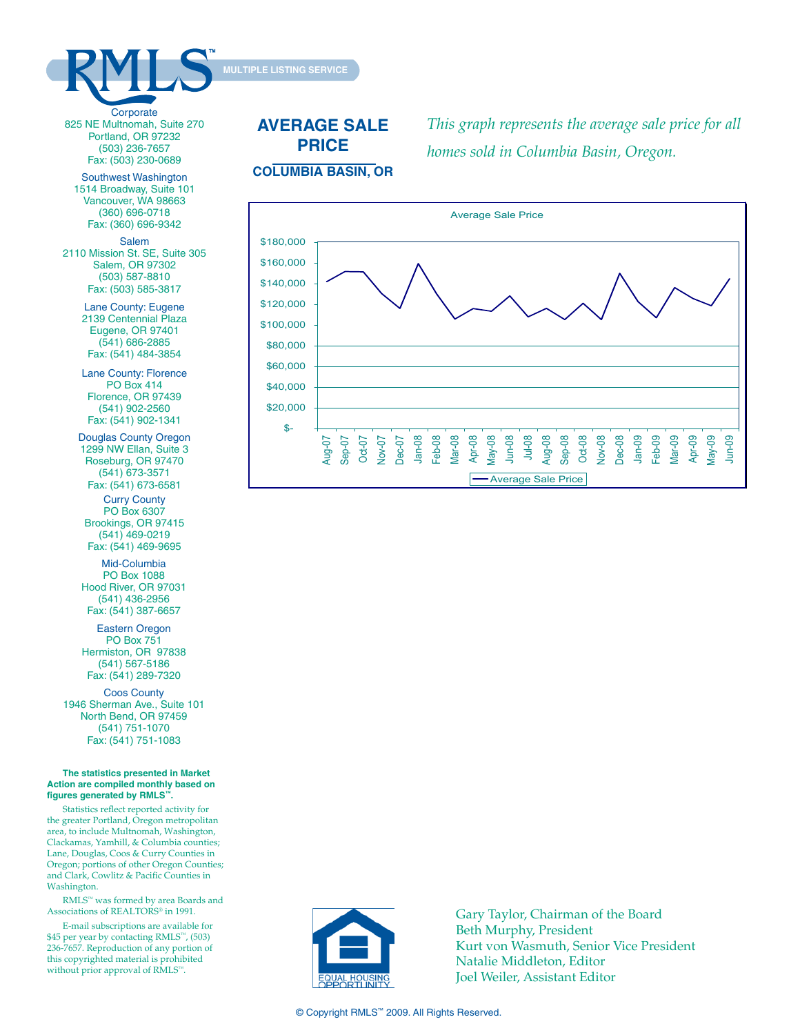RMLS™ MULTIPLE LISTING SERVICE

Corporate
825 NE Multnomah, Suite 270
Portland, OR 97232
(503) 236-7657
Fax: (503) 230-0689

Southwest Washington
1514 Broadway, Suite 101
Vancouver, WA 98663
(360) 696-0718
Fax: (360) 696-9342

Salem
2110 Mission St. SE, Suite 305
Salem, OR 97302
(503) 587-8810
Fax: (503) 585-3817

Lane County: Eugene
2139 Centennial Plaza
Eugene, OR 97401
(541) 686-2885
Fax: (541) 484-3854

Lane County: Florence
PO Box 414
Florence, OR 97439
(541) 902-2560
Fax: (541) 902-1341

Douglas County Oregon
1299 NW Ellan, Suite 3
Roseburg, OR 97470
(541) 673-3571
Fax: (541) 673-6581

Curry County
PO Box 6307
Brookings, OR 97415
(541) 469-0219
Fax: (541) 469-9695

Mid-Columbia
PO Box 1088
Hood River, OR 97031
(541) 436-2956
Fax: (541) 387-6657

Eastern Oregon
PO Box 751
Hermiston, OR 97838
(541) 567-5186
Fax: (541) 289-7320

Coos County
1946 Sherman Ave., Suite 101
North Bend, OR 97459
(541) 751-1070
Fax: (541) 751-1083

**The statistics presented in Market Action are compiled monthly based on figures generated by RMLS™.**

Statistics reflect reported activity for the greater Portland, Oregon metropolitan area, to include Multnomah, Washington, Clackamas, Yamhill, & Columbia counties; Lane, Douglas, Coos & Curry Counties in Oregon; portions of other Oregon Counties; and Clark, Cowlitz & Pacific Counties in Washington.

RMLS™ was formed by area Boards and Associations of REALTORS® in 1991.

E-mail subscriptions are available for $45 per year by contacting RMLS™, (503) 236-7657. Reproduction of any portion of this copyrighted material is prohibited without prior approval of RMLS™.

# AVERAGE SALE PRICE

## COLUMBIA BASIN, OR

*This graph represents the average sale price for all homes sold in Columbia Basin, Oregon.*

Average Sale Price

$180,000
$160,000
$140,000
$120,000
$100,000
$80,000
$60,000
$40,000
$20,000
$-

Aug-07 Sep-07 Oct-07 Nov-07 Dec-07 Jan-08 Feb-08 Mar-08 Apr-08 May-08 Jun-08 Jul-08 Aug-08 Sep-08 Oct-08 Nov-08 Dec-08 Jan-09 Feb-09 Mar-09 Apr-09 May-09 Jun-09

Average Sale Price

EQUAL HOUSING OPPORTUNITY

Gary Taylor, Chairman of the Board
Beth Murphy, President
Kurt von Wasmuth, Senior Vice President
Natalie Middleton, Editor
Joel Weiler, Assistant Editor

© Copyright RMLS™ 2009. All Rights Reserved.